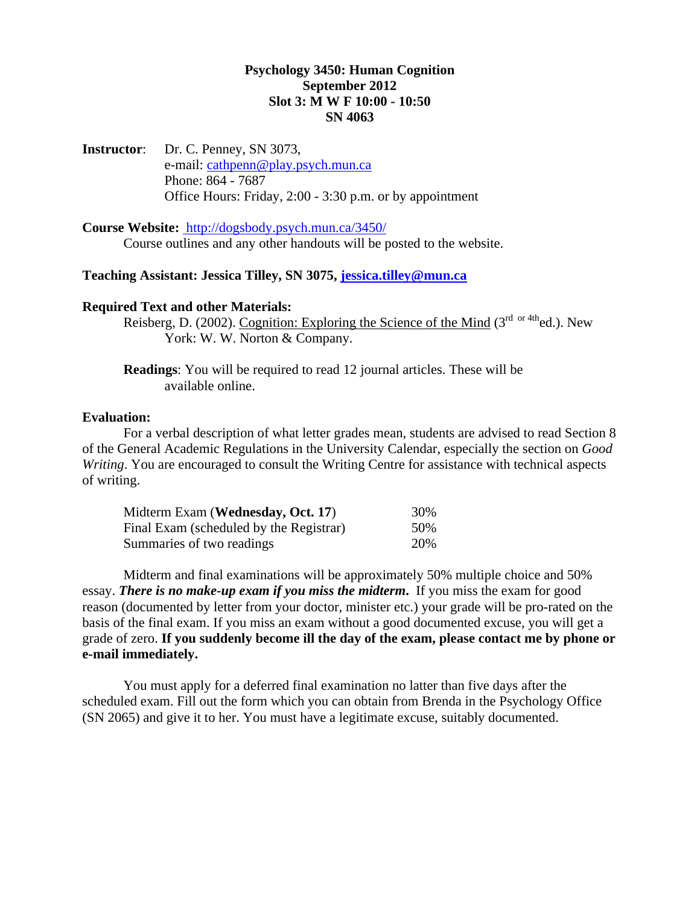**Psychology 3450: Human Cognition**
**September 2012**
**Slot 3: M W F 10:00 - 10:50**
**SN 4063**

**Instructor**: Dr. C. Penney, SN 3073,
e-mail: cathpenn@play.psych.mun.ca
Phone: 864 - 7687
Office Hours: Friday, 2:00 - 3:30 p.m. or by appointment

**Course Website:** http://dogsbody.psych.mun.ca/3450/
Course outlines and any other handouts will be posted to the website.

**Teaching Assistant: Jessica Tilley, SN 3075, jessica.tilley@mun.ca**

**Required Text and other Materials:**

Reisberg, D. (2002). Cognition: Exploring the Science of the Mind (3rd or 4th ed.). New York: W. W. Norton & Company.

**Readings**: You will be required to read 12 journal articles. These will be available online.

**Evaluation:**

For a verbal description of what letter grades mean, students are advised to read Section 8 of the General Academic Regulations in the University Calendar, especially the section on *Good Writing*. You are encouraged to consult the Writing Centre for assistance with technical aspects of writing.

| | |
|---|---|
| Midterm Exam (**Wednesday, Oct. 17**) | 30% |
| Final Exam (scheduled by the Registrar) | 50% |
| Summaries of two readings | 20% |

Midterm and final examinations will be approximately 50% multiple choice and 50% essay. ***There is no make-up exam if you miss the midterm.*** If you miss the exam for good reason (documented by letter from your doctor, minister etc.) your grade will be pro-rated on the basis of the final exam. If you miss an exam without a good documented excuse, you will get a grade of zero. **If you suddenly become ill the day of the exam, please contact me by phone or e-mail immediately.**

You must apply for a deferred final examination no latter than five days after the scheduled exam. Fill out the form which you can obtain from Brenda in the Psychology Office (SN 2065) and give it to her. You must have a legitimate excuse, suitably documented.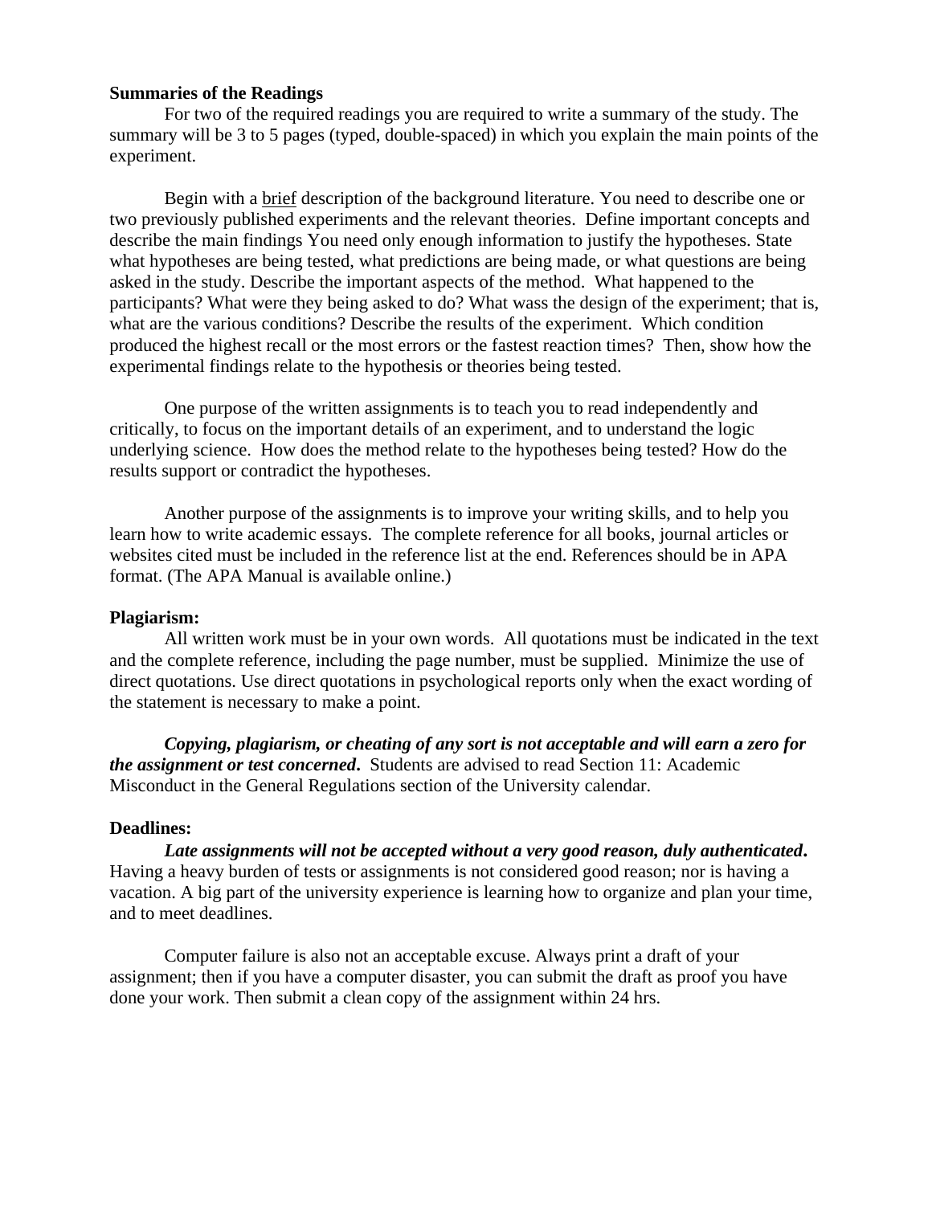**Summaries of the Readings**

For two of the required readings you are required to write a summary of the study. The summary will be 3 to 5 pages (typed, double-spaced) in which you explain the main points of the experiment.

Begin with a <u>brief</u> description of the background literature. You need to describe one or two previously published experiments and the relevant theories. Define important concepts and describe the main findings You need only enough information to justify the hypotheses. State what hypotheses are being tested, what predictions are being made, or what questions are being asked in the study. Describe the important aspects of the method. What happened to the participants? What were they being asked to do? What wass the design of the experiment; that is, what are the various conditions? Describe the results of the experiment. Which condition produced the highest recall or the most errors or the fastest reaction times? Then, show how the experimental findings relate to the hypothesis or theories being tested.

One purpose of the written assignments is to teach you to read independently and critically, to focus on the important details of an experiment, and to understand the logic underlying science. How does the method relate to the hypotheses being tested? How do the results support or contradict the hypotheses.

Another purpose of the assignments is to improve your writing skills, and to help you learn how to write academic essays. The complete reference for all books, journal articles or websites cited must be included in the reference list at the end. References should be in APA format. (The APA Manual is available online.)

**Plagiarism:**

All written work must be in your own words. All quotations must be indicated in the text and the complete reference, including the page number, must be supplied. Minimize the use of direct quotations. Use direct quotations in psychological reports only when the exact wording of the statement is necessary to make a point.

***Copying, plagiarism, or cheating of any sort is not acceptable and will earn a zero for the assignment or test concerned*.** Students are advised to read Section 11: Academic Misconduct in the General Regulations section of the University calendar.

**Deadlines:**

***Late assignments will not be accepted without a very good reason, duly authenticated*.** Having a heavy burden of tests or assignments is not considered good reason; nor is having a vacation. A big part of the university experience is learning how to organize and plan your time, and to meet deadlines.

Computer failure is also not an acceptable excuse. Always print a draft of your assignment; then if you have a computer disaster, you can submit the draft as proof you have done your work. Then submit a clean copy of the assignment within 24 hrs.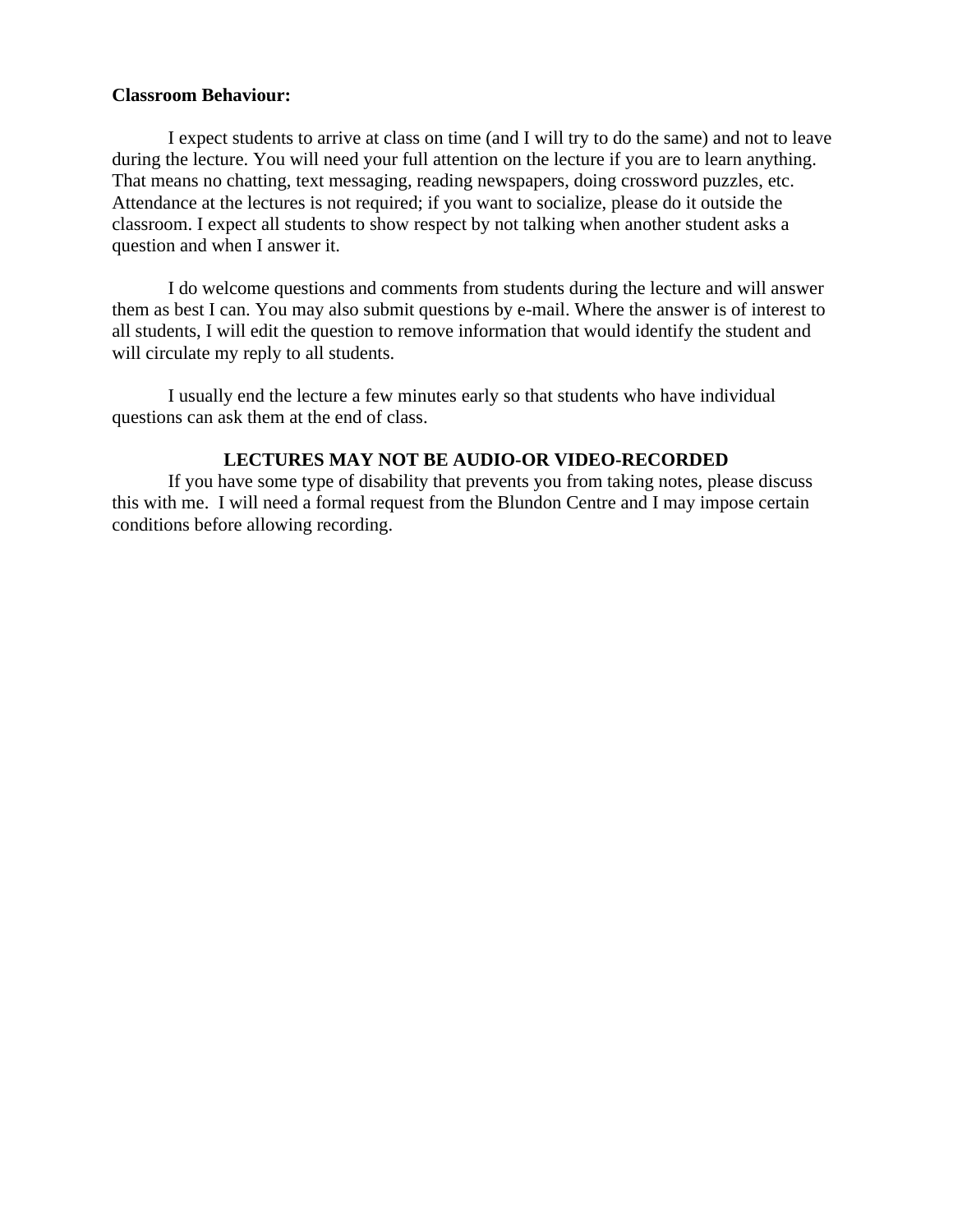**Classroom Behaviour:**

I expect students to arrive at class on time (and I will try to do the same) and not to leave during the lecture. You will need your full attention on the lecture if you are to learn anything. That means no chatting, text messaging, reading newspapers, doing crossword puzzles, etc. Attendance at the lectures is not required; if you want to socialize, please do it outside the classroom. I expect all students to show respect by not talking when another student asks a question and when I answer it.

I do welcome questions and comments from students during the lecture and will answer them as best I can. You may also submit questions by e-mail. Where the answer is of interest to all students, I will edit the question to remove information that would identify the student and will circulate my reply to all students.

I usually end the lecture a few minutes early so that students who have individual questions can ask them at the end of class.

**LECTURES MAY NOT BE AUDIO-OR VIDEO-RECORDED**

If you have some type of disability that prevents you from taking notes, please discuss this with me. I will need a formal request from the Blundon Centre and I may impose certain conditions before allowing recording.